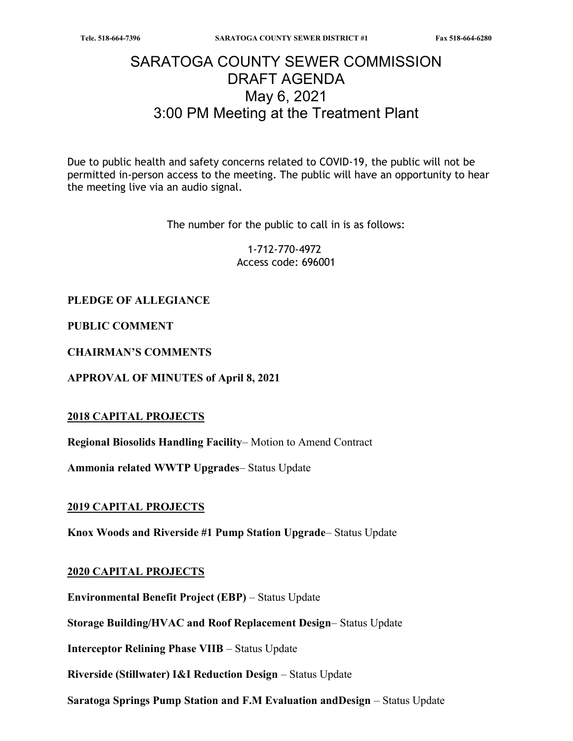# SARATOGA COUNTY SEWER COMMISSION
## DRAFT AGENDA
## May 6, 2021
## 3:00 PM Meeting at the Treatment Plant

Due to public health and safety concerns related to COVID-19, the public will not be permitted in-person access to the meeting. The public will have an opportunity to hear the meeting live via an audio signal.

The number for the public to call in is as follows:

1-712-770-4972
Access code: 696001

**PLEDGE OF ALLEGIANCE**

**PUBLIC COMMENT**

**CHAIRMAN'S COMMENTS**

**APPROVAL OF MINUTES of April 8, 2021**

**2018 CAPITAL PROJECTS**

**Regional Biosolids Handling Facility**– Motion to Amend Contract

**Ammonia related WWTP Upgrades**– Status Update

**2019 CAPITAL PROJECTS**

**Knox Woods and Riverside #1 Pump Station Upgrade**– Status Update

**2020 CAPITAL PROJECTS**

**Environmental Benefit Project (EBP)** – Status Update

**Storage Building/HVAC and Roof Replacement Design**– Status Update

**Interceptor Relining Phase VIIB** – Status Update

**Riverside (Stillwater) I&I Reduction Design** – Status Update

**Saratoga Springs Pump Station and F.M Evaluation andDesign** – Status Update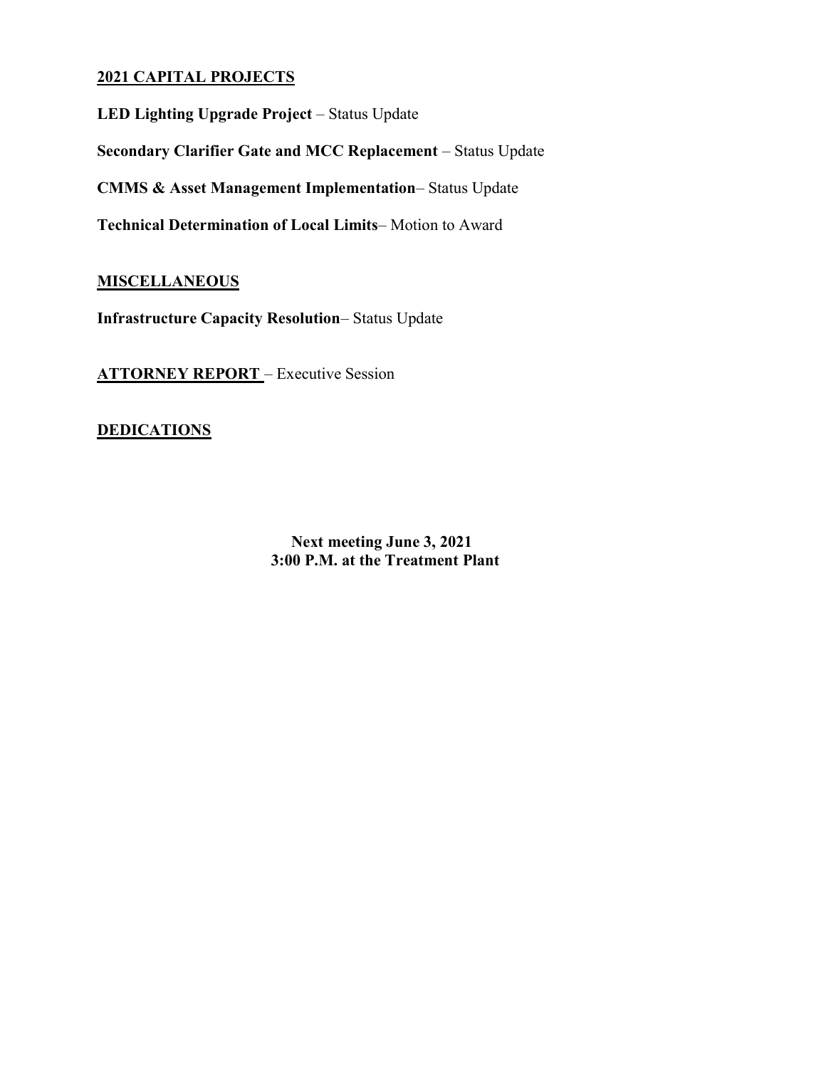## 2021 CAPITAL PROJECTS

**LED Lighting Upgrade Project** – Status Update

**Secondary Clarifier Gate and MCC Replacement** – Status Update

**CMMS & Asset Management Implementation**– Status Update

**Technical Determination of Local Limits**– Motion to Award

## MISCELLANEOUS

**Infrastructure Capacity Resolution**– Status Update

## ATTORNEY REPORT – Executive Session

## DEDICATIONS

**Next meeting June 3, 2021**
**3:00 P.M. at the Treatment Plant**